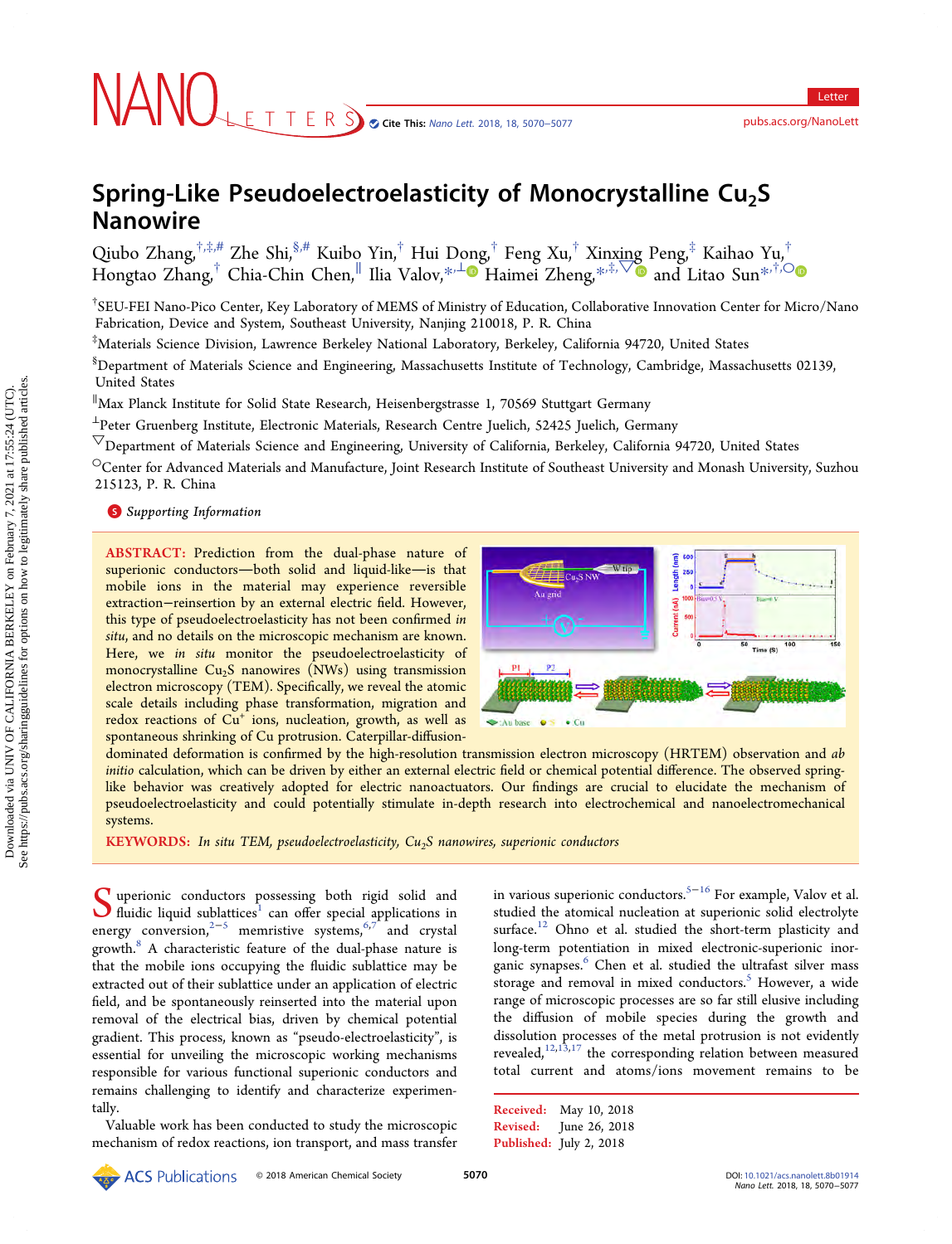# Spring-Like Pseudoelectroelasticity of Monocrystalline $Cu_2S$ Nanowire

Qiubo Zhang,[†,‡,#] Zhe Shi,[§,#] Kuibo Yin,[†] Hui Dong,[†] Feng Xu,[†] Xinxing Peng,[‡] Kaihao Yu,[†] Hongtao Zhang,[†] Chia-Chin Chen,[∥] Ilia Valov,[*,⊥] Haimei Zheng,[*,‡,▽] and Litao Sun[*,†,○]

[†]SEU-FEI Nano-Pico Center, Key Laboratory of MEMS of Ministry of Education, Collaborative Innovation Center for Micro/Nano Fabrication, Device and System, Southeast University, Nanjing 210018, P. R. China

[‡]Materials Science Division, Lawrence Berkeley National Laboratory, Berkeley, California 94720, United States

[§]Department of Materials Science and Engineering, Massachusetts Institute of Technology, Cambridge, Massachusetts 02139, United States

[∥]Max Planck Institute for Solid State Research, Heisenbergstrasse 1, 70569 Stuttgart Germany

[⊥]Peter Gruenberg Institute, Electronic Materials, Research Centre Juelich, 52425 Juelich, Germany

[▽]Department of Materials Science and Engineering, University of California, Berkeley, California 94720, United States

[○]Center for Advanced Materials and Manufacture, Joint Research Institute of Southeast University and Monash University, Suzhou 215123, P. R. China

Supporting Information

**ABSTRACT:** Prediction from the dual-phase nature of superionic conductors—both solid and liquid-like—is that mobile ions in the material may experience reversible extraction–reinsertion by an external electric field. However, this type of pseudoelectroelasticity has not been confirmed *in situ*, and no details on the microscopic mechanism are known. Here, we *in situ* monitor the pseudoelectroelasticity of monocrystalline $Cu_2S$ nanowires (NWs) using transmission electron microscopy (TEM). Specifically, we reveal the atomic scale details including phase transformation, migration and redox reactions of $Cu^+$ ions, nucleation, growth, as well as spontaneous shrinking of Cu protrusion. Caterpillar-diffusion-dominated deformation is confirmed by the high-resolution transmission electron microscopy (HRTEM) observation and *ab initio* calculation, which can be driven by either an external electric field or chemical potential difference. The observed spring-like behavior was creatively adopted for electric nanoactuators. Our findings are crucial to elucidate the mechanism of pseudoelectroelasticity and could potentially stimulate in-depth research into electrochemical and nanoelectromechanical systems.

**KEYWORDS:** *In situ TEM, pseudoelectroelasticity, $Cu_2S$ nanowires, superionic conductors*

Superionic conductors possessing both rigid solid and fluidic liquid sublattices[1] can offer special applications in energy conversion,[2−5] memristive systems,[6,7] and crystal growth.[8] A characteristic feature of the dual-phase nature is that the mobile ions occupying the fluidic sublattice may be extracted out of their sublattice under an application of electric field, and be spontaneously reinserted into the material upon removal of the electrical bias, driven by chemical potential gradient. This process, known as "pseudo-electroelasticity", is essential for unveiling the microscopic working mechanisms responsible for various functional superionic conductors and remains challenging to identify and characterize experimentally.

Valuable work has been conducted to study the microscopic mechanism of redox reactions, ion transport, and mass transfer in various superionic conductors.[5−16] For example, Valov et al. studied the atomical nucleation at superionic solid electrolyte surface.[12] Ohno et al. studied the short-term plasticity and long-term potentiation in mixed electronic-superionic inorganic synapses.[6] Chen et al. studied the ultrafast silver mass storage and removal in mixed conductors.[5] However, a wide range of microscopic processes are so far still elusive including the diffusion of mobile species during the growth and dissolution processes of the metal protrusion is not evidently revealed,[12,13,17] the corresponding relation between measured total current and atoms/ions movement remains to be

Received: May 10, 2018
Revised: June 26, 2018
Published: July 2, 2018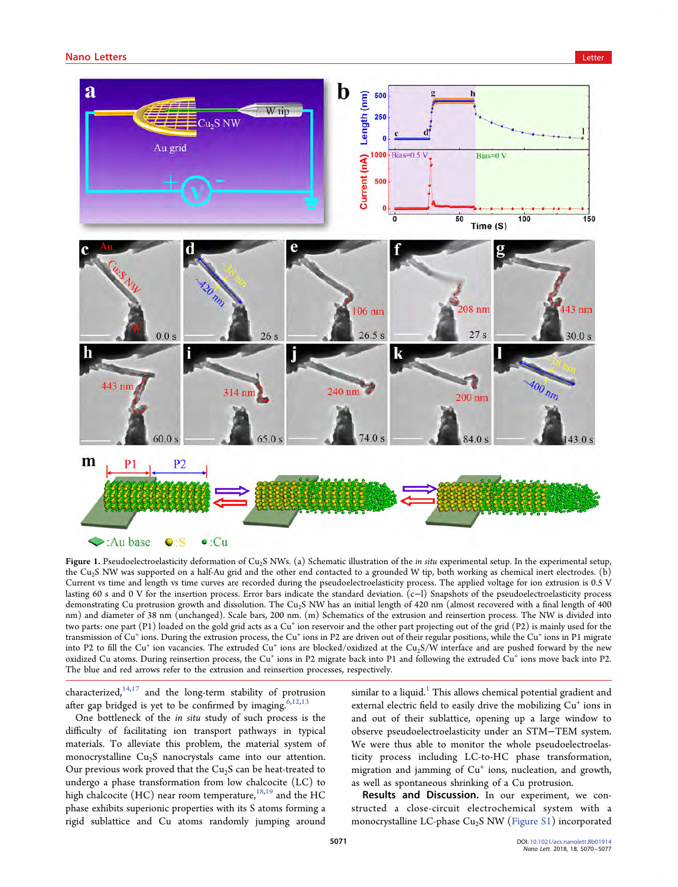Figure 1. Pseudoelectroelasticity deformation of $Cu_2S$ NWs. (a) Schematic illustration of the *in situ* experimental setup. In the experimental setup, the $Cu_2S$ NW was supported on a half-Au grid and the other end contacted to a grounded W tip, both working as chemical inert electrodes. (b) Current vs time and length vs time curves are recorded during the pseudoelectroelasticity process. The applied voltage for ion extrusion is 0.5 V lasting 60 s and 0 V for the insertion process. Error bars indicate the standard deviation. (c–l) Snapshots of the pseudoelectroelasticity process demonstrating Cu protrusion growth and dissolution. The $Cu_2S$ NW has an initial length of 420 nm (almost recovered with a final length of 400 nm) and diameter of 38 nm (unchanged). Scale bars, 200 nm. (m) Schematics of the extrusion and reinsertion process. The NW is divided into two parts: one part (P1) loaded on the gold grid acts as a $Cu^+$ ion reservoir and the other part projecting out of the grid (P2) is mainly used for the transmission of $Cu^+$ ions. During the extrusion process, the $Cu^+$ ions in P2 are driven out of their regular positions, while the $Cu^+$ ions in P1 migrate into P2 to fill the $Cu^+$ ion vacancies. The extruded $Cu^+$ ions are blocked/oxidized at the $Cu_2S$/W interface and are pushed forward by the new oxidized Cu atoms. During reinsertion process, the $Cu^+$ ions in P2 migrate back into P1 and following the extruded $Cu^+$ ions move back into P2. The blue and red arrows refer to the extrusion and reinsertion processes, respectively.

characterized,[14,17] and the long-term stability of protrusion after gap bridged is yet to be confirmed by imaging.[6,12,13]

One bottleneck of the *in situ* study of such process is the difficulty of facilitating ion transport pathways in typical materials. To alleviate this problem, the material system of monocrystalline $Cu_2S$ nanocrystals came into our attention. Our previous work proved that the $Cu_2S$ can be heat-treated to undergo a phase transformation from low chalcocite (LC) to high chalcocite (HC) near room temperature,[18,19] and the HC phase exhibits superionic properties with its S atoms forming a rigid sublattice and Cu atoms randomly jumping around similar to a liquid.[1] This allows chemical potential gradient and external electric field to easily drive the mobilizing $Cu^+$ ions in and out of their sublattice, opening up a large window to observe pseudoelectroelasticity under an STM–TEM system. We were thus able to monitor the whole pseudoelectroelasticity process including LC-to-HC phase transformation, migration and jamming of $Cu^+$ ions, nucleation, and growth, as well as spontaneous shrinking of a Cu protrusion.

**Results and Discussion.** In our experiment, we constructed a close-circuit electrochemical system with a monocrystalline LC-phase $Cu_2S$ NW (Figure S1) incorporated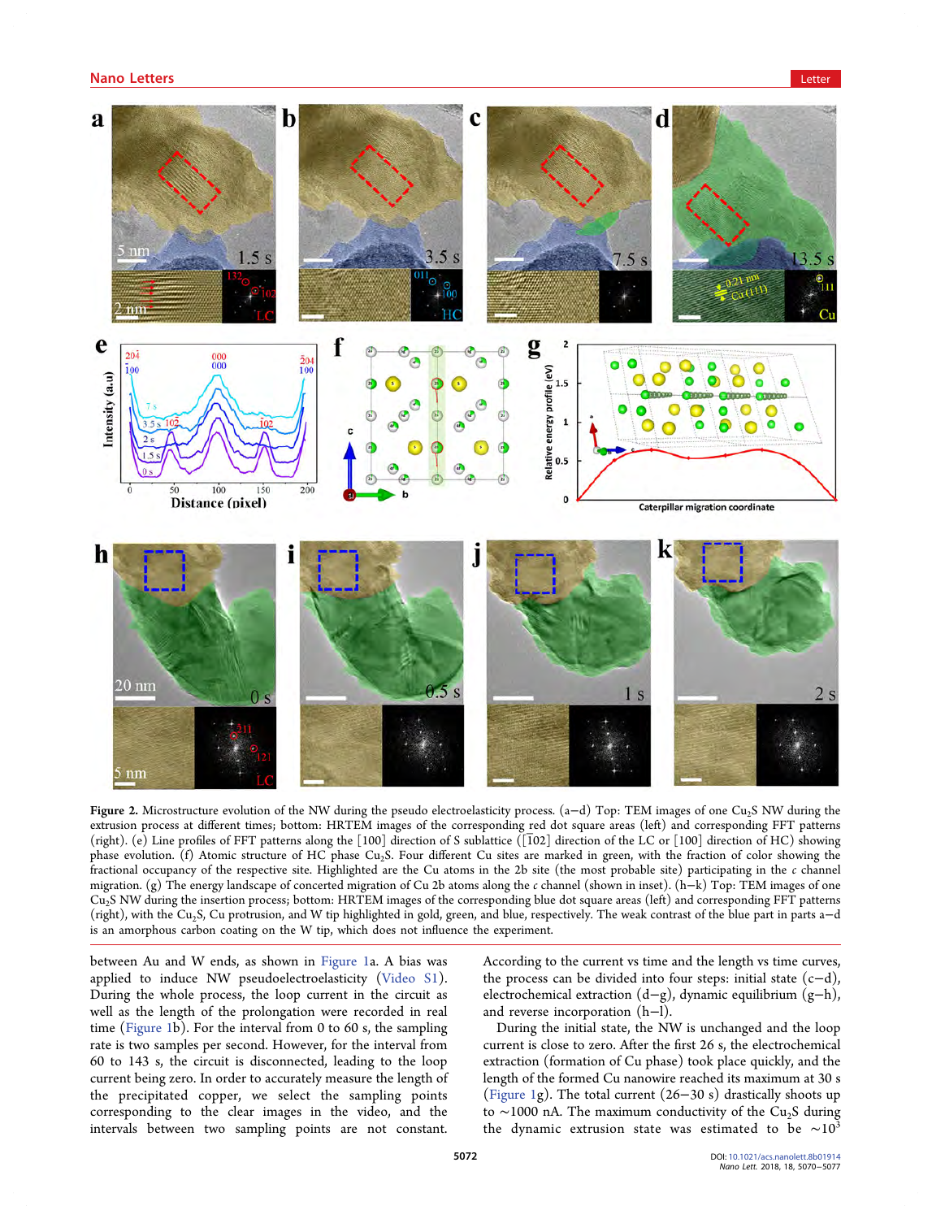Figure 2. Microstructure evolution of the NW during the pseudo electroelasticity process. (a–d) Top: TEM images of one $Cu_2S$ NW during the extrusion process at different times; bottom: HRTEM images of the corresponding red dot square areas (left) and corresponding FFT patterns (right). (e) Line profiles of FFT patterns along the [100] direction of S sublattice ([$\bar{1}$02] direction of the LC or [100] direction of HC) showing phase evolution. (f) Atomic structure of HC phase $Cu_2S$. Four different Cu sites are marked in green, with the fraction of color showing the fractional occupancy of the respective site. Highlighted are the Cu atoms in the 2b site (the most probable site) participating in the *c* channel migration. (g) The energy landscape of concerted migration of Cu 2b atoms along the *c* channel (shown in inset). (h–k) Top: TEM images of one $Cu_2S$ NW during the insertion process; bottom: HRTEM images of the corresponding blue dot square areas (left) and corresponding FFT patterns (right), with the $Cu_2S$, Cu protrusion, and W tip highlighted in gold, green, and blue, respectively. The weak contrast of the blue part in parts a–d is an amorphous carbon coating on the W tip, which does not influence the experiment.

between Au and W ends, as shown in Figure 1a. A bias was applied to induce NW pseudoelectroelasticity (Video S1). During the whole process, the loop current in the circuit as well as the length of the prolongation were recorded in real time (Figure 1b). For the interval from 0 to 60 s, the sampling rate is two samples per second. However, for the interval from 60 to 143 s, the circuit is disconnected, leading to the loop current being zero. In order to accurately measure the length of the precipitated copper, we select the sampling points corresponding to the clear images in the video, and the intervals between two sampling points are not constant. According to the current vs time and the length vs time curves, the process can be divided into four steps: initial state (c–d), electrochemical extraction (d–g), dynamic equilibrium (g–h), and reverse incorporation (h–l).

During the initial state, the NW is unchanged and the loop current is close to zero. After the first 26 s, the electrochemical extraction (formation of Cu phase) took place quickly, and the length of the formed Cu nanowire reached its maximum at 30 s (Figure 1g). The total current (26–30 s) drastically shoots up to ~1000 nA. The maximum conductivity of the $Cu_2S$ during the dynamic extrusion state was estimated to be ~$10^3$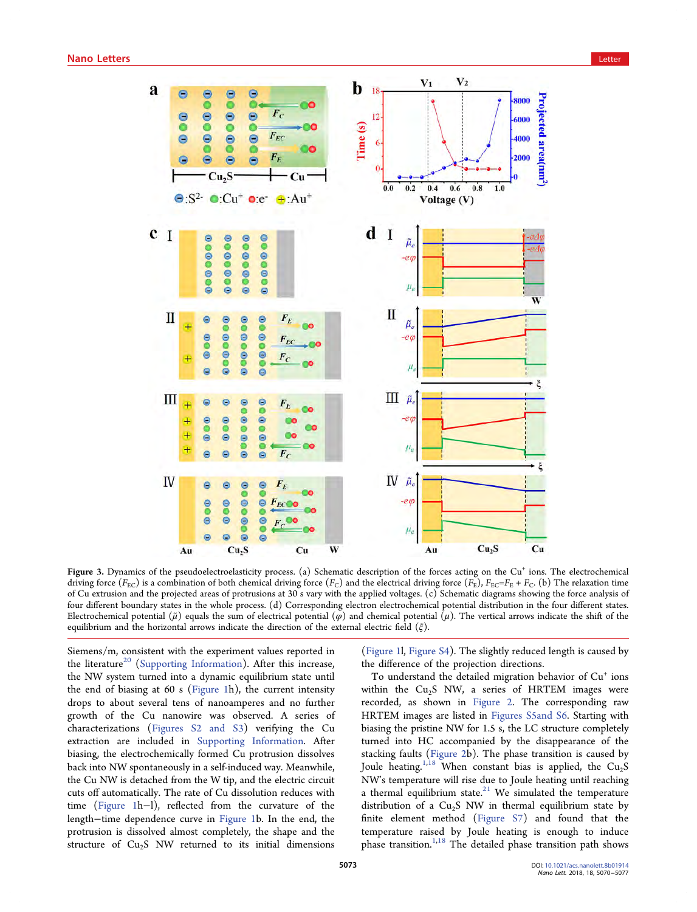Figure 3. Dynamics of the pseudoelectroelasticity process. (a) Schematic description of the forces acting on the $Cu^+$ ions. The electrochemical driving force ($F_{EC}$) is a combination of both chemical driving force ($F_C$) and the electrical driving force ($F_E$), $F_{EC}=F_E + F_C$. (b) The relaxation time of Cu extrusion and the projected areas of protrusions at 30 s vary with the applied voltages. (c) Schematic diagrams showing the force analysis of four different boundary states in the whole process. (d) Corresponding electron electrochemical potential distribution in the four different states. Electrochemical potential ($\tilde{\mu}$) equals the sum of electrical potential ($\varphi$) and chemical potential ($\mu$). The vertical arrows indicate the shift of the equilibrium and the horizontal arrows indicate the direction of the external electric field ($\xi$).

Siemens/m, consistent with the experiment values reported in the literature[20] (Supporting Information). After this increase, the NW system turned into a dynamic equilibrium state until the end of biasing at 60 s (Figure 1h), the current intensity drops to about several tens of nanoamperes and no further growth of the Cu nanowire was observed. A series of characterizations (Figures S2 and S3) verifying the Cu extraction are included in Supporting Information. After biasing, the electrochemically formed Cu protrusion dissolves back into NW spontaneously in a self-induced way. Meanwhile, the Cu NW is detached from the W tip, and the electric circuit cuts off automatically. The rate of Cu dissolution reduces with time (Figure 1h–l), reflected from the curvature of the length–time dependence curve in Figure 1b. In the end, the protrusion is dissolved almost completely, the shape and the structure of $Cu_2S$ NW returned to its initial dimensions (Figure 1l, Figure S4). The slightly reduced length is caused by the difference of the projection directions.

To understand the detailed migration behavior of $Cu^+$ ions within the $Cu_2S$ NW, a series of HRTEM images were recorded, as shown in Figure 2. The corresponding raw HRTEM images are listed in Figures S5and S6. Starting with biasing the pristine NW for 1.5 s, the LC structure completely turned into HC accompanied by the disappearance of the stacking faults (Figure 2b). The phase transition is caused by Joule heating.[1,18] When constant bias is applied, the $Cu_2S$ NW's temperature will rise due to Joule heating until reaching a thermal equilibrium state.[21] We simulated the temperature distribution of a $Cu_2S$ NW in thermal equilibrium state by finite element method (Figure S7) and found that the temperature raised by Joule heating is enough to induce phase transition.[1,18] The detailed phase transition path shows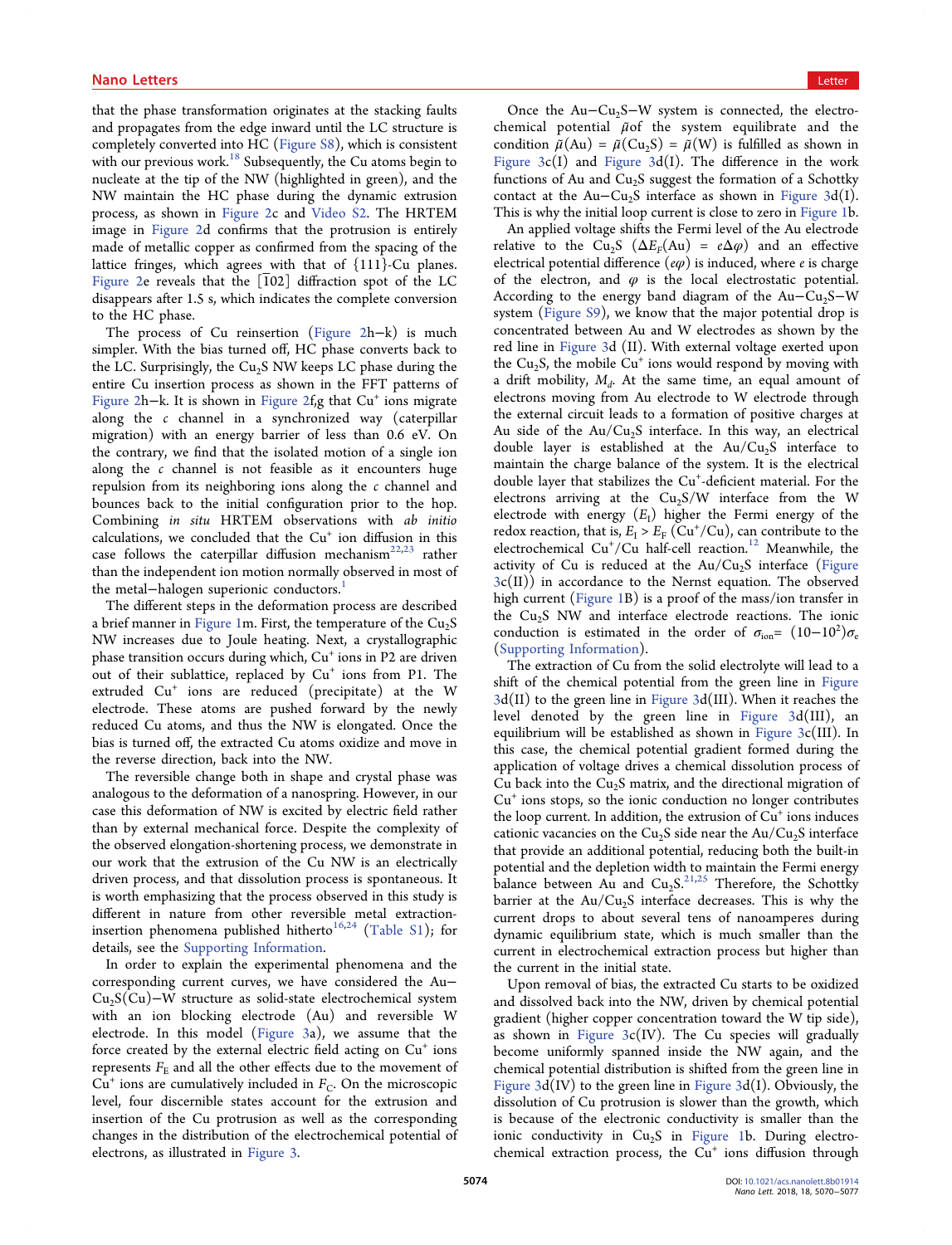that the phase transformation originates at the stacking faults and propagates from the edge inward until the LC structure is completely converted into HC (Figure S8), which is consistent with our previous work.[18] Subsequently, the Cu atoms begin to nucleate at the tip of the NW (highlighted in green), and the NW maintain the HC phase during the dynamic extrusion process, as shown in Figure 2c and Video S2. The HRTEM image in Figure 2d confirms that the protrusion is entirely made of metallic copper as confirmed from the spacing of the lattice fringes, which agrees with that of {111}-Cu planes. Figure 2e reveals that the [$\bar{1}$02] diffraction spot of the LC disappears after 1.5 s, which indicates the complete conversion to the HC phase.

The process of Cu reinsertion (Figure 2h−k) is much simpler. With the bias turned off, HC phase converts back to the LC. Surprisingly, the $Cu_2S$ NW keeps LC phase during the entire Cu insertion process as shown in the FFT patterns of Figure 2h−k. It is shown in Figure 2f,g that $Cu^+$ ions migrate along the *c* channel in a synchronized way (caterpillar migration) with an energy barrier of less than 0.6 eV. On the contrary, we find that the isolated motion of a single ion along the *c* channel is not feasible as it encounters huge repulsion from its neighboring ions along the *c* channel and bounces back to the initial configuration prior to the hop. Combining *in situ* HRTEM observations with *ab initio* calculations, we concluded that the $Cu^+$ ion diffusion in this case follows the caterpillar diffusion mechanism[22,23] rather than the independent ion motion normally observed in most of the metal−halogen superionic conductors.[1]

The different steps in the deformation process are described a brief manner in Figure 1m. First, the temperature of the $Cu_2S$ NW increases due to Joule heating. Next, a crystallographic phase transition occurs during which, $Cu^+$ ions in P2 are driven out of their sublattice, replaced by $Cu^+$ ions from P1. The extruded $Cu^+$ ions are reduced (precipitate) at the W electrode. These atoms are pushed forward by the newly reduced Cu atoms, and thus the NW is elongated. Once the bias is turned off, the extracted Cu atoms oxidize and move in the reverse direction, back into the NW.

The reversible change both in shape and crystal phase was analogous to the deformation of a nanospring. However, in our case this deformation of NW is excited by electric field rather than by external mechanical force. Despite the complexity of the observed elongation-shortening process, we demonstrate in our work that the extrusion of the Cu NW is an electrically driven process, and that dissolution process is spontaneous. It is worth emphasizing that the process observed in this study is different in nature from other reversible metal extraction-insertion phenomena published hitherto[16,24] (Table S1); for details, see the Supporting Information.

In order to explain the experimental phenomena and the corresponding current curves, we have considered the Au−$Cu_2S$(Cu)−W structure as solid-state electrochemical system with an ion blocking electrode (Au) and reversible W electrode. In this model (Figure 3a), we assume that the force created by the external electric field acting on $Cu^+$ ions represents $F_E$ and all the other effects due to the movement of $Cu^+$ ions are cumulatively included in $F_C$. On the microscopic level, four discernible states account for the extrusion and insertion of the Cu protrusion as well as the corresponding changes in the distribution of the electrochemical potential of electrons, as illustrated in Figure 3.

Once the Au−$Cu_2S$−W system is connected, the electrochemical potential $\bar{\mu}$of the system equilibrate and the condition $\bar{\mu}(Au) = \bar{\mu}(Cu_2S) = \bar{\mu}(W)$ is fulfilled as shown in Figure 3c(I) and Figure 3d(I). The difference in the work functions of Au and $Cu_2S$ suggest the formation of a Schottky contact at the Au−$Cu_2S$ interface as shown in Figure 3d(I). This is why the initial loop current is close to zero in Figure 1b.

An applied voltage shifts the Fermi level of the Au electrode relative to the $Cu_2S$ ($\Delta E_F(Au) = e\Delta\varphi$) and an effective electrical potential difference ($e\varphi$) is induced, where *e* is charge of the electron, and $\varphi$ is the local electrostatic potential. According to the energy band diagram of the Au−$Cu_2S$−W system (Figure S9), we know that the major potential drop is concentrated between Au and W electrodes as shown by the red line in Figure 3d (II). With external voltage exerted upon the $Cu_2S$, the mobile $Cu^+$ ions would respond by moving with a drift mobility, $M_d$. At the same time, an equal amount of electrons moving from Au electrode to W electrode through the external circuit leads to a formation of positive charges at Au side of the Au/$Cu_2S$ interface. In this way, an electrical double layer is established at the Au/$Cu_2S$ interface to maintain the charge balance of the system. It is the electrical double layer that stabilizes the $Cu^+$-deficient material. For the electrons arriving at the $Cu_2S$/W interface from the W electrode with energy ($E_I$) higher the Fermi energy of the redox reaction, that is, $E_I > E_F$ ($Cu^+$/Cu), can contribute to the electrochemical $Cu^+$/Cu half-cell reaction.[12] Meanwhile, the activity of Cu is reduced at the Au/$Cu_2S$ interface (Figure 3c(II)) in accordance to the Nernst equation. The observed high current (Figure 1B) is a proof of the mass/ion transfer in the $Cu_2S$ NW and interface electrode reactions. The ionic conduction is estimated in the order of $\sigma_{ion}= (10{-}10^2)\sigma_e$ (Supporting Information).

The extraction of Cu from the solid electrolyte will lead to a shift of the chemical potential from the green line in Figure 3d(II) to the green line in Figure 3d(III). When it reaches the level denoted by the green line in Figure 3d(III), an equilibrium will be established as shown in Figure 3c(III). In this case, the chemical potential gradient formed during the application of voltage drives a chemical dissolution process of Cu back into the $Cu_2S$ matrix, and the directional migration of $Cu^+$ ions stops, so the ionic conduction no longer contributes the loop current. In addition, the extrusion of $Cu^+$ ions induces cationic vacancies on the $Cu_2S$ side near the Au/$Cu_2S$ interface that provide an additional potential, reducing both the built-in potential and the depletion width to maintain the Fermi energy balance between Au and $Cu_2S$.[21,25] Therefore, the Schottky barrier at the Au/$Cu_2S$ interface decreases. This is why the current drops to about several tens of nanoamperes during dynamic equilibrium state, which is much smaller than the current in electrochemical extraction process but higher than the current in the initial state.

Upon removal of bias, the extracted Cu starts to be oxidized and dissolved back into the NW, driven by chemical potential gradient (higher copper concentration toward the W tip side), as shown in Figure 3c(IV). The Cu species will gradually become uniformly spanned inside the NW again, and the chemical potential distribution is shifted from the green line in Figure 3d(IV) to the green line in Figure 3d(I). Obviously, the dissolution of Cu protrusion is slower than the growth, which is because of the electronic conductivity is smaller than the ionic conductivity in $Cu_2S$ in Figure 1b. During electrochemical extraction process, the $Cu^+$ ions diffusion through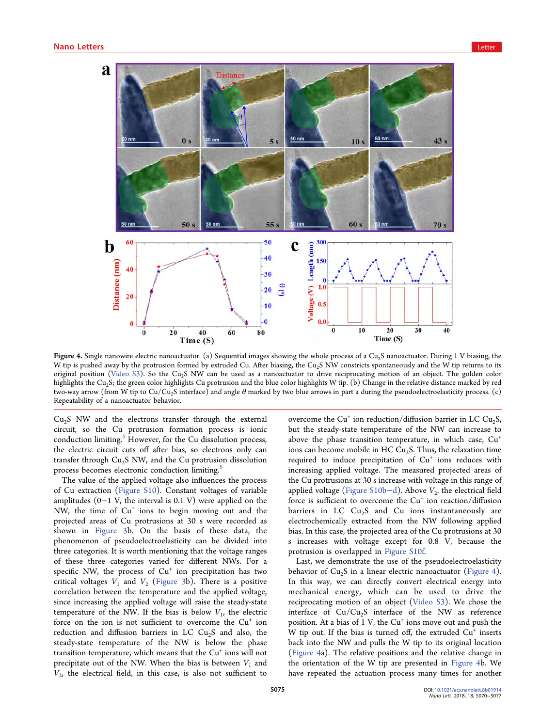Figure 4. Single nanowire electric nanoactuator. (a) Sequential images showing the whole process of a $Cu_2S$ nanoactuator. During 1 V biasing, the W tip is pushed away by the protrusion formed by extruded Cu. After biasing, the $Cu_2S$ NW constricts spontaneously and the W tip returns to its original position (Video S3). So the $Cu_2S$ NW can be used as a nanoactuator to drive reciprocating motion of an object. The golden color highlights the $Cu_2S$; the green color highlights Cu protrusion and the blue color highlights W tip. (b) Change in the relative distance marked by red two-way arrow (from W tip to Cu/$Cu_2S$ interface) and angle $\theta$ marked by two blue arrows in part a during the pseudoelectroelasticity process. (c) Repeatability of a nanoactuator behavior.

$Cu_2S$ NW and the electrons transfer through the external circuit, so the Cu protrusion formation process is ionic conduction limiting.[5] However, for the Cu dissolution process, the electric circuit cuts off after bias, so electrons only can transfer through $Cu_2S$ NW, and the Cu protrusion dissolution process becomes electronic conduction limiting.[5]

The value of the applied voltage also influences the process of Cu extraction (Figure S10). Constant voltages of variable amplitudes (0−1 V, the interval is 0.1 V) were applied on the NW, the time of $Cu^+$ ions to begin moving out and the projected areas of Cu protrusions at 30 s were recorded as shown in Figure 3b. On the basis of these data, the phenomenon of pseudoelectroelasticity can be divided into three categories. It is worth mentioning that the voltage ranges of these three categories varied for different NWs. For a specific NW, the process of $Cu^+$ ion precipitation has two critical voltages $V_1$ and $V_2$ (Figure 3b). There is a positive correlation between the temperature and the applied voltage, since increasing the applied voltage will raise the steady-state temperature of the NW. If the bias is below $V_1$, the electric force on the ion is not sufficient to overcome the $Cu^+$ ion reduction and diffusion barriers in LC $Cu_2S$ and also, the steady-state temperature of the NW is below the phase transition temperature, which means that the $Cu^+$ ions will not precipitate out of the NW. When the bias is between $V_1$ and $V_2$, the electrical field, in this case, is also not sufficient to overcome the $Cu^+$ ion reduction/diffusion barrier in LC $Cu_2S$, but the steady-state temperature of the NW can increase to above the phase transition temperature, in which case, $Cu^+$ ions can become mobile in HC $Cu_2S$. Thus, the relaxation time required to induce precipitation of $Cu^+$ ions reduces with increasing applied voltage. The measured projected areas of the Cu protrusions at 30 s increase with voltage in this range of applied voltage (Figure S10b−d). Above $V_2$, the electrical field force is sufficient to overcome the $Cu^+$ ion reaction/diffusion barriers in LC $Cu_2S$ and Cu ions instantaneously are electrochemically extracted from the NW following applied bias. In this case, the projected area of the Cu protrusions at 30 s increases with voltage except for 0.8 V, because the protrusion is overlapped in Figure S10f.

Last, we demonstrate the use of the pseudoelectroelasticity behavior of $Cu_2S$ in a linear electric nanoactuator (Figure 4). In this way, we can directly convert electrical energy into mechanical energy, which can be used to drive the reciprocating motion of an object (Video S3). We chose the interface of $Cu/Cu_2S$ interface of the NW as reference position. At a bias of 1 V, the $Cu^+$ ions move out and push the W tip out. If the bias is turned off, the extruded $Cu^+$ inserts back into the NW and pulls the W tip to its original location (Figure 4a). The relative positions and the relative change in the orientation of the W tip are presented in Figure 4b. We have repeated the actuation process many times for another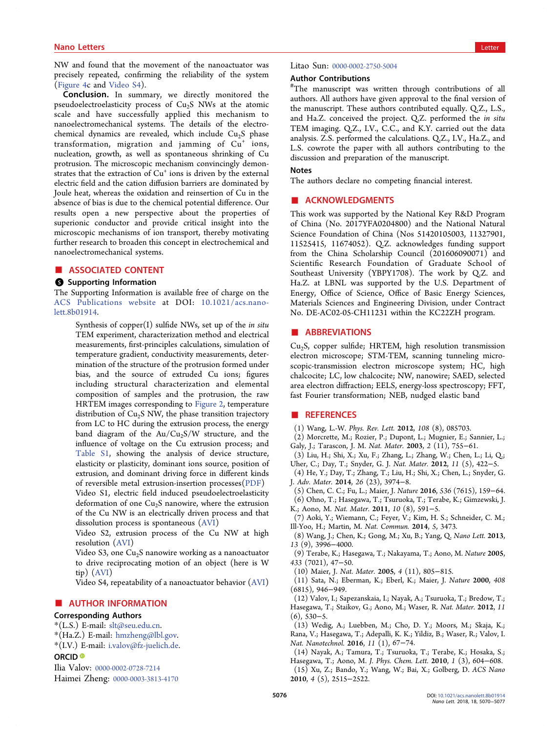NW and found that the movement of the nanoactuator was precisely repeated, confirming the reliability of the system (Figure 4c and Video S4).

**Conclusion.** In summary, we directly monitored the pseudoelectroelasticity process of $Cu_2S$ NWs at the atomic scale and have successfully applied this mechanism to nanoelectromechanical systems. The details of the electrochemical dynamics are revealed, which include $Cu_2S$ phase transformation, migration and jamming of $Cu^+$ ions, nucleation, growth, as well as spontaneous shrinking of Cu protrusion. The microscopic mechanism convincingly demonstrates that the extraction of $Cu^+$ ions is driven by the external electric field and the cation diffusion barriers are dominated by Joule heat, whereas the oxidation and reinsertion of Cu in the absence of bias is due to the chemical potential difference. Our results open a new perspective about the properties of superionic conductor and provide critical insight into the microscopic mechanisms of ion transport, thereby motivating further research to broaden this concept in electrochemical and nanoelectromechanical systems.

## ■ ASSOCIATED CONTENT

### Supporting Information

The Supporting Information is available free of charge on the ACS Publications website at DOI: 10.1021/acs.nanolett.8b01914.

Synthesis of copper(I) sulfide NWs, set up of the *in situ* TEM experiment, characterization method and electrical measurements, first-principles calculations, simulation of temperature gradient, conductivity measurements, determination of the structure of the protrusion formed under bias, and the source of extruded Cu ions; figures including structural characterization and elemental composition of samples and the protrusion, the raw HRTEM images corresponding to Figure 2, temperature distribution of $Cu_2S$ NW, the phase transition trajectory from LC to HC during the extrusion process, the energy band diagram of the Au/$Cu_2S$/W structure, and the influence of voltage on the Cu extrusion process; and Table S1, showing the analysis of device structure, elasticity or plasticity, dominant ions source, position of extrusion, and dominant driving force in different kinds of reversible metal extrusion-insertion processes(PDF)

Video S1, electric field induced pseudoelectroelasticity deformation of one $Cu_2S$ nanowire, where the extrusion of the Cu NW is an electrically driven process and that dissolution process is spontaneous (AVI)

Video S2, extrusion process of the Cu NW at high resolution (AVI)

Video S3, one $Cu_2S$ nanowire working as a nanoactuator to drive reciprocating motion of an object (here is W tip) (AVI)

Video S4, repeatability of a nanoactuator behavior (AVI)

## ■ AUTHOR INFORMATION

### Corresponding Authors

*(L.S.) E-mail: slt@seu.edu.cn.

*(Ha.Z.) E-mail: hmzheng@lbl.gov.

*(I.V.) E-mail: i.valov@fz-juelich.de.

### ORCID

Ilia Valov: 0000-0002-0728-7214

Haimei Zheng: 0000-0003-3813-4170

Litao Sun: 0000-0002-2750-5004

### Author Contributions

[#]The manuscript was written through contributions of all authors. All authors have given approval to the final version of the manuscript. These authors contributed equally. Q.Z., L.S., and Ha.Z. conceived the project. Q.Z. performed the *in situ* TEM imaging. Q.Z., I.V., C.C., and K.Y. carried out the data analysis. Z.S. performed the calculations. Q.Z., I.V., Ha.Z., and L.S. cowrote the paper with all authors contributing to the discussion and preparation of the manuscript.

### Notes

The authors declare no competing financial interest.

## ■ ACKNOWLEDGMENTS

This work was supported by the National Key R&D Program of China (No. 2017YFA0204800) and the National Natural Science Foundation of China (Nos 51420105003, 11327901, 11525415, 11674052). Q.Z. acknowledges funding support from the China Scholarship Council (201606090071) and Scientific Research Foundation of Graduate School of Southeast University (YBPY1708). The work by Q.Z. and Ha.Z. at LBNL was supported by the U.S. Department of Energy, Office of Science, Office of Basic Energy Sciences, Materials Sciences and Engineering Division, under Contract No. DE-AC02-05-CH11231 within the KC22ZH program.

## ■ ABBREVIATIONS

$Cu_2S$, copper sulfide; HRTEM, high resolution transmission electron microscope; STM-TEM, scanning tunneling microscopic-transmission electron microscope system; HC, high chalcocite; LC, low chalcocite; NW, nanowire; SAED, selected area electron diffraction; EELS, energy-loss spectroscopy; FFT, fast Fourier transformation; NEB, nudged elastic band

## ■ REFERENCES

(1) Wang, L.-W. *Phys. Rev. Lett.* **2012**, *108* (8), 085703.

(2) Morcrette, M.; Rozier, P.; Dupont, L.; Mugnier, E.; Sannier, L.; Galy, J.; Tarascon, J. M. *Nat. Mater.* **2003**, *2* (11), 755−61.

(3) Liu, H.; Shi, X.; Xu, F.; Zhang, L.; Zhang, W.; Chen, L.; Li, Q.; Uher, C.; Day, T.; Snyder, G. J. *Nat. Mater.* **2012**, *11* (5), 422−5.

(4) He, Y.; Day, T.; Zhang, T.; Liu, H.; Shi, X.; Chen, L.; Snyder, G. J. *Adv. Mater.* **2014**, *26* (23), 3974−8.

(5) Chen, C. C.; Fu, L.; Maier, J. *Nature* **2016**, *536* (7615), 159−64.

(6) Ohno, T.; Hasegawa, T.; Tsuruoka, T.; Terabe, K.; Gimzewski, J. K.; Aono, M. *Nat. Mater.* **2011**, *10* (8), 591−5.

(7) Aoki, Y.; Wiemann, C.; Feyer, V.; Kim, H. S.; Schneider, C. M.; Ill-Yoo, H.; Martin, M. *Nat. Commun.* **2014**, *5*, 3473.

(8) Wang, J.; Chen, K.; Gong, M.; Xu, B.; Yang, Q. *Nano Lett.* **2013**, *13* (9), 3996−4000.

(9) Terabe, K.; Hasegawa, T.; Nakayama, T.; Aono, M. *Nature* **2005**, *433* (7021), 47−50.

(10) Maier, J. *Nat. Mater.* **2005**, *4* (11), 805−815.

(11) Sata, N.; Eberman, K.; Eberl, K.; Maier, J. *Nature* **2000**, *408* (6815), 946−949.

(12) Valov, I.; Sapezanskaia, I.; Nayak, A.; Tsuruoka, T.; Bredow, T.; Hasegawa, T.; Staikov, G.; Aono, M.; Waser, R. *Nat. Mater.* **2012**, *11* (6), 530−5.

(13) Wedig, A.; Luebben, M.; Cho, D. Y.; Moors, M.; Skaja, K.; Rana, V.; Hasegawa, T.; Adepalli, K. K.; Yildiz, B.; Waser, R.; Valov, I. *Nat. Nanotechnol.* **2016**, *11* (1), 67−74.

(14) Nayak, A.; Tamura, T.; Tsuruoka, T.; Terabe, K.; Hosaka, S.; Hasegawa, T.; Aono, M. *J. Phys. Chem. Lett.* **2010**, *1* (3), 604−608.

(15) Xu, Z.; Bando, Y.; Wang, W.; Bai, X.; Golberg, D. *ACS Nano* **2010**, *4* (5), 2515−2522.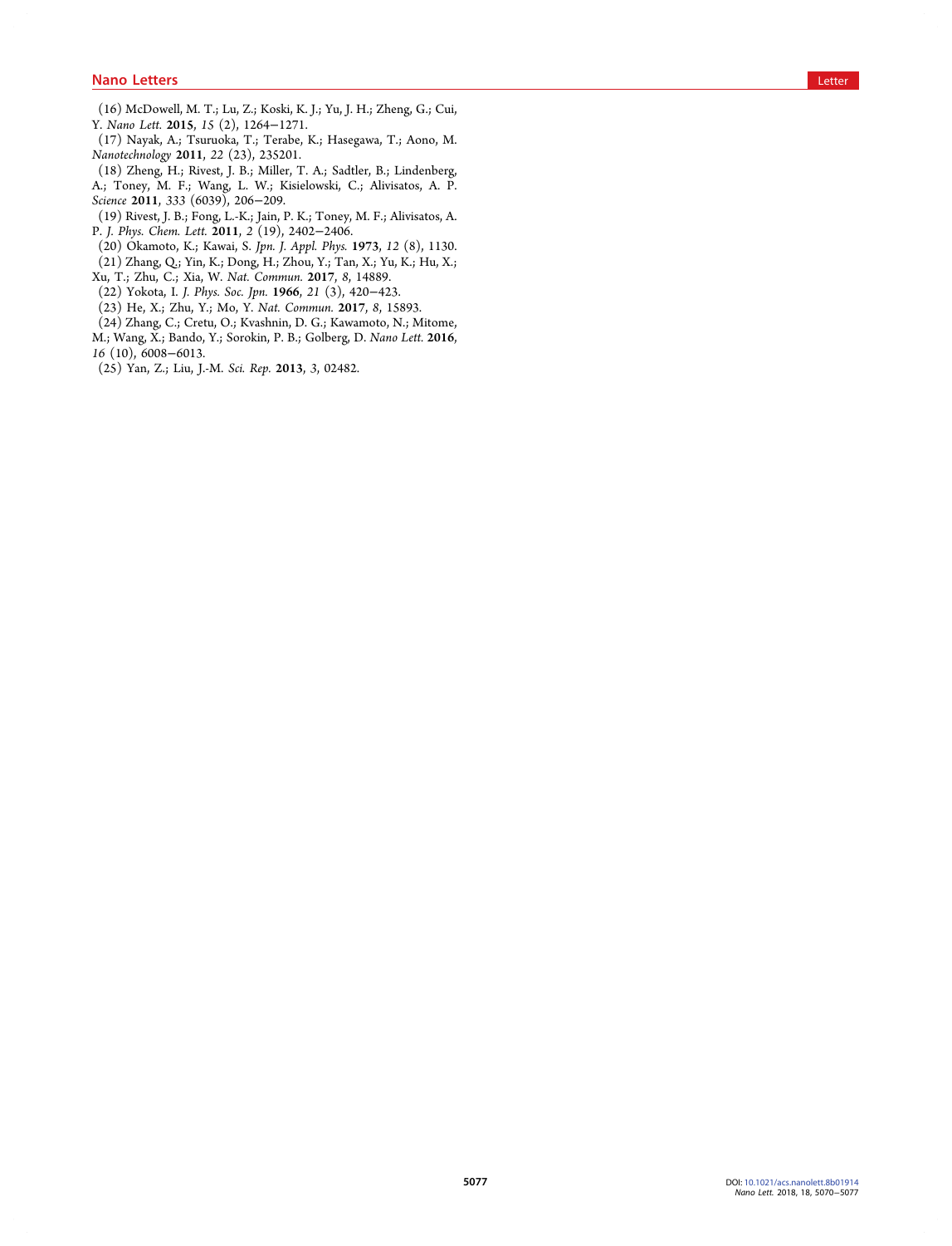(16) McDowell, M. T.; Lu, Z.; Koski, K. J.; Yu, J. H.; Zheng, G.; Cui, Y. *Nano Lett.* **2015**, *15* (2), 1264−1271.

(17) Nayak, A.; Tsuruoka, T.; Terabe, K.; Hasegawa, T.; Aono, M. *Nanotechnology* **2011**, *22* (23), 235201.

(18) Zheng, H.; Rivest, J. B.; Miller, T. A.; Sadtler, B.; Lindenberg, A.; Toney, M. F.; Wang, L. W.; Kisielowski, C.; Alivisatos, A. P. *Science* **2011**, *333* (6039), 206−209.

(19) Rivest, J. B.; Fong, L.-K.; Jain, P. K.; Toney, M. F.; Alivisatos, A. P. *J. Phys. Chem. Lett.* **2011**, *2* (19), 2402−2406.

(20) Okamoto, K.; Kawai, S. *Jpn. J. Appl. Phys.* **1973**, *12* (8), 1130.

(21) Zhang, Q.; Yin, K.; Dong, H.; Zhou, Y.; Tan, X.; Yu, K.; Hu, X.; Xu, T.; Zhu, C.; Xia, W. *Nat. Commun.* **2017**, *8*, 14889.

(22) Yokota, I. *J. Phys. Soc. Jpn.* **1966**, *21* (3), 420−423.

(23) He, X.; Zhu, Y.; Mo, Y. *Nat. Commun.* **2017**, *8*, 15893.

(24) Zhang, C.; Cretu, O.; Kvashnin, D. G.; Kawamoto, N.; Mitome, M.; Wang, X.; Bando, Y.; Sorokin, P. B.; Golberg, D. *Nano Lett.* **2016**, *16* (10), 6008−6013.

(25) Yan, Z.; Liu, J.-M. *Sci. Rep.* **2013**, *3*, 02482.